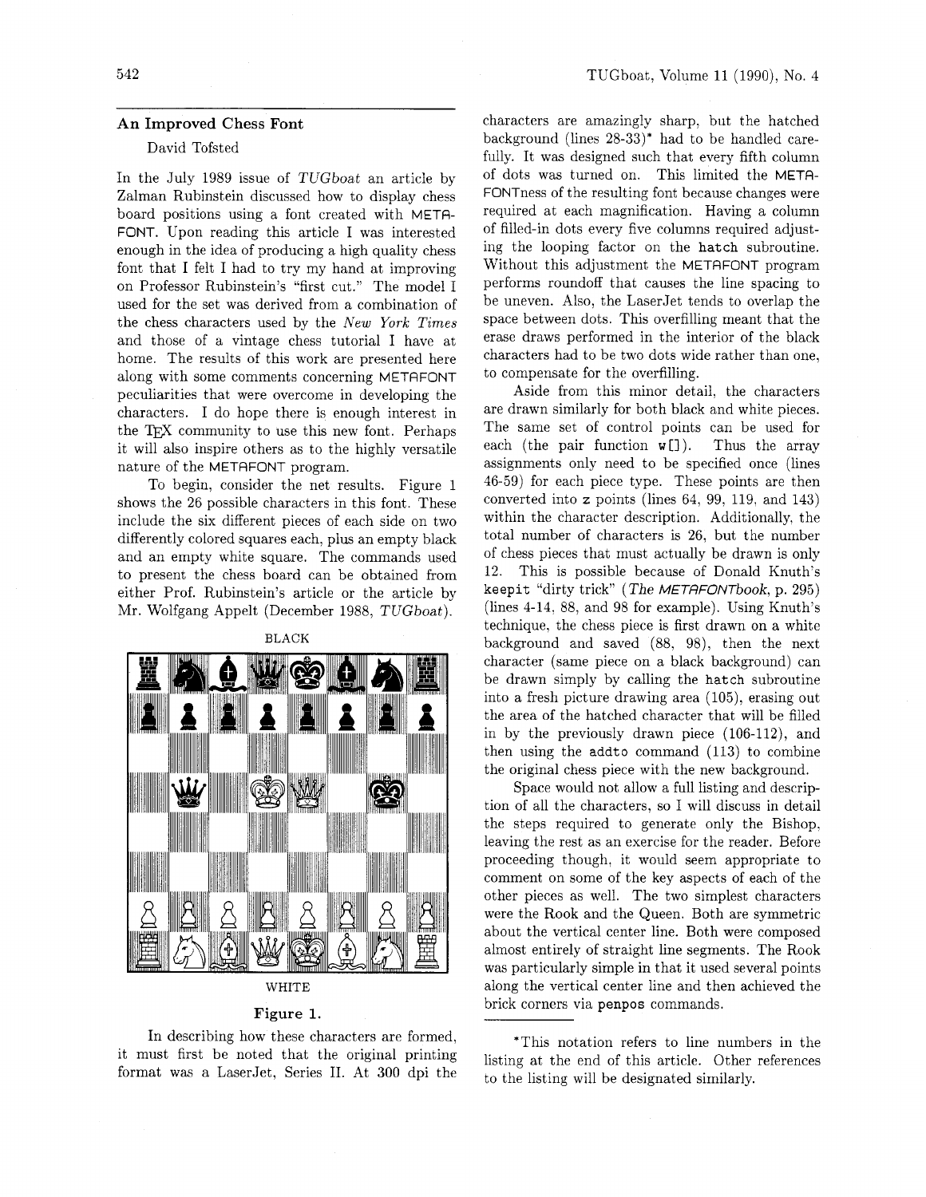## An Improved Chess Font

David Tofsted

In the July 1989 issue of *TUGboat* an article by Zalman Rubinstein discussed how to display chess board positions using a font created with METAFONT. Upon reading this article I was interested enough in the idea of producing a high quality chess font that I felt I had to try my hand at improving on Professor Rubinstein's "first cut." The model I used for the set was derived from a combination of the chess characters used by the *New York Times* and those of a vintage chess tutorial I have at home. The results of this work are presented here along with some comments concerning METAFONT peculiarities that were overcome in developing the characters. I do hope there is enough interest in the TEX community to use this new font. Perhaps it will also inspire others as to the highly versatile nature of the METAFONT program.

To begin, consider the net results. Figure 1 shows the 26 possible characters in this font. These include the six different pieces of each side on two differently colored squares each, plus an empty black and an empty white square. The commands used to present the chess board can be obtained from either Prof. Rubinstein's article or the article by Mr. Wolfgang Appelt (December 1988, *TUGboat*).

BLACK

WHITE

**Figure 1.**

In describing how these characters are formed, it must first be noted that the original printing format was a LaserJet, Series II. At 300 dpi the characters are amazingly sharp, but the hatched background (lines 28-33)* had to be handled carefully. It was designed such that every fifth column of dots was turned on. This limited the METAFONTness of the resulting font because changes were required at each magnification. Having a column of filled-in dots every five columns required adjusting the looping factor on the `hatch` subroutine. Without this adjustment the METAFONT program performs roundoff that causes the line spacing to be uneven. Also, the LaserJet tends to overlap the space between dots. This overfilling meant that the erase draws performed in the interior of the black characters had to be two dots wide rather than one, to compensate for the overfilling.

Aside from this minor detail, the characters are drawn similarly for both black and white pieces. The same set of control points can be used for each (the pair function `w[]`). Thus the array assignments only need to be specified once (lines 46-59) for each piece type. These points are then converted into `z` points (lines 64, 99, 119, and 143) within the character description. Additionally, the total number of characters is 26, but the number of chess pieces that must actually be drawn is only 12. This is possible because of Donald Knuth's `keepit` "dirty trick" (*The METAFONTbook*, p. 295) (lines 4-14, 88, and 98 for example). Using Knuth's technique, the chess piece is first drawn on a white background and saved (88, 98), then the next character (same piece on a black background) can be drawn simply by calling the `hatch` subroutine into a fresh picture drawing area (105), erasing out the area of the hatched character that will be filled in by the previously drawn piece (106-112), and then using the `addto` command (113) to combine the original chess piece with the new background.

Space would not allow a full listing and description of all the characters, so I will discuss in detail the steps required to generate only the Bishop, leaving the rest as an exercise for the reader. Before proceeding though, it would seem appropriate to comment on some of the key aspects of each of the other pieces as well. The two simplest characters were the Rook and the Queen. Both are symmetric about the vertical center line. Both were composed almost entirely of straight line segments. The Rook was particularly simple in that it used several points along the vertical center line and then achieved the brick corners via `penpos` commands.

---

*This notation refers to line numbers in the listing at the end of this article. Other references to the listing will be designated similarly.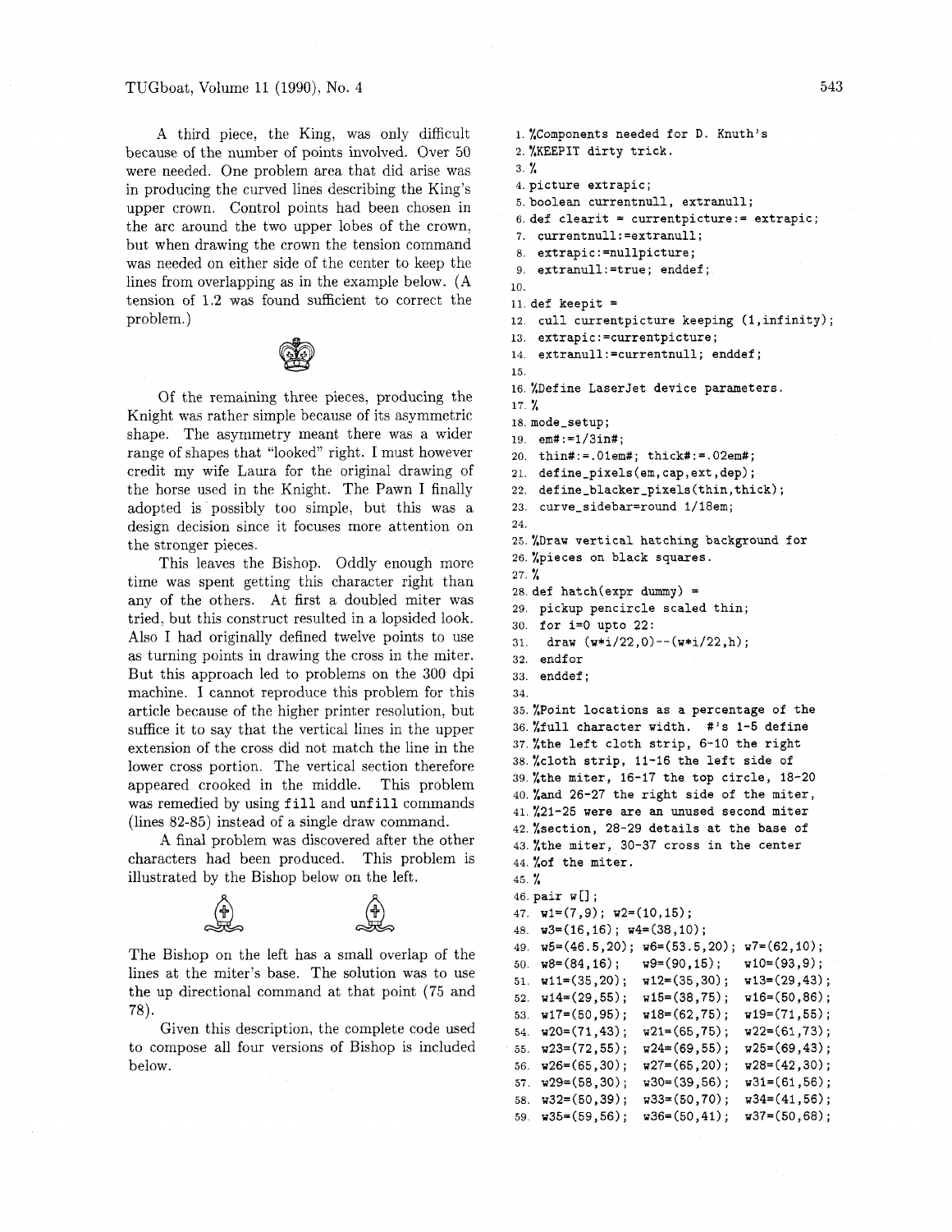A third piece, the King, was only difficult because of the number of points involved. Over 50 were needed. One problem area that did arise was in producing the curved lines describing the King's upper crown. Control points had been chosen in the arc around the two upper lobes of the crown, but when drawing the crown the tension command was needed on either side of the center to keep the lines from overlapping as in the example below. (A tension of 1.2 was found sufficient to correct the problem.)

Of the remaining three pieces, producing the Knight was rather simple because of its asymmetric shape. The asymmetry meant there was a wider range of shapes that "looked" right. I must however credit my wife Laura for the original drawing of the horse used in the Knight. The Pawn I finally adopted is possibly too simple, but this was a design decision since it focuses more attention on the stronger pieces.

This leaves the Bishop. Oddly enough more time was spent getting this character right than any of the others. At first a doubled miter was tried, but this construct resulted in a lopsided look. Also I had originally defined twelve points to use as turning points in drawing the cross in the miter. But this approach led to problems on the 300 dpi machine. I cannot reproduce this problem for this article because of the higher printer resolution, but suffice it to say that the vertical lines in the upper extension of the cross did not match the line in the lower cross portion. The vertical section therefore appeared crooked in the middle. This problem was remedied by using `fill` and `unfill` commands (lines 82-85) instead of a single draw command.

A final problem was discovered after the other characters had been produced. This problem is illustrated by the Bishop below on the left.

The Bishop on the left has a small overlap of the lines at the miter's base. The solution was to use the up directional command at that point (75 and 78).

Given this description, the complete code used to compose all four versions of Bishop is included below.

```
1. %Components needed for D. Knuth's
2. %KEEPIT dirty trick.
3. %
4. picture extrapic;
5. boolean currentnull, extranull;
6. def clearit = currentpicture:= extrapic;
7.  currentnull:=extranull;
8.  extrapic:=nullpicture;
9.  extranull:=true; enddef;
10.
11. def keepit =
12.  cull currentpicture keeping (1,infinity);
13.  extrapic:=currentpicture;
14.  extranull:=currentnull; enddef;
15.
16. %Define LaserJet device parameters.
17. %
18. mode_setup;
19.  em#:=1/3in#;
20.  thin#:=.01em#; thick#:=.02em#;
21.  define_pixels(em,cap,ext,dep);
22.  define_blacker_pixels(thin,thick);
23.  curve_sidebar=round 1/18em;
24.
25. %Draw vertical hatching background for
26. %pieces on black squares.
27. %
28. def hatch(expr dummy) =
29.  pickup pencircle scaled thin;
30.  for i=0 upto 22:
31.   draw (w*i/22,0)--(w*i/22,h);
32.  endfor
33.  enddef;
34.
35. %Point locations as a percentage of the
36. %full character width.  #'s 1-5 define
37. %the left cloth strip, 6-10 the right
38. %cloth strip, 11-16 the left side of
39. %the miter, 16-17 the top circle, 18-20
40. %and 26-27 the right side of the miter,
41. %21-25 were are an unused second miter
42. %section, 28-29 details at the base of
43. %the miter, 30-37 cross in the center
44. %of the miter.
45. %
46. pair w[];
47.  w1=(7,9); w2=(10,15);
48.  w3=(16,16); w4=(38,10);
49.  w5=(46.5,20); w6=(53.5,20); w7=(62,10);
50.  w8=(84,16);   w9=(90,15);   w10=(93,9);
51.  w11=(35,20);  w12=(35,30);  w13=(29,43);
52.  w14=(29,55);  w15=(38,75);  w16=(50,86);
53.  w17=(50,95);  w18=(62,75);  w19=(71,55);
54.  w20=(71,43);  w21=(65,75);  w22=(61,73);
55.  w23=(72,55);  w24=(69,55);  w25=(69,43);
56.  w26=(65,30);  w27=(65,20);  w28=(42,30);
57.  w29=(58,30);  w30=(39,56);  w31=(61,56);
58.  w32=(50,39);  w33=(50,70);  w34=(41,56);
59.  w35=(59,56);  w36=(50,41);  w37=(50,68);
```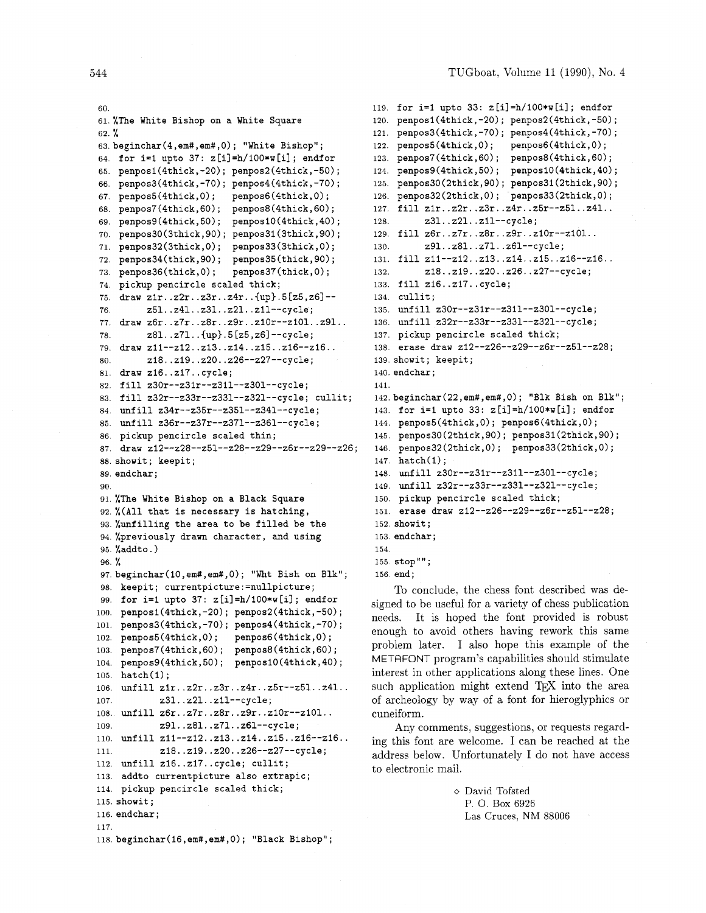```
60.
61. %The White Bishop on a White Square
62. %
63. beginchar(4,em#,em#,0); "White Bishop";
64.  for i=1 upto 37: z[i]=h/100*w[i]; endfor
65.  penpos1(4thick,-20); penpos2(4thick,-50);
66.  penpos3(4thick,-70); penpos4(4thick,-70);
67.  penpos5(4thick,0);   penpos6(4thick,0);
68.  penpos7(4thick,60);  penpos8(4thick,60);
69.  penpos9(4thick,50);  penpos10(4thick,40);
70.  penpos30(3thick,90); penpos31(3thick,90);
71.  penpos32(3thick,0);  penpos33(3thick,0);
72.  penpos34(thick,90);  penpos35(thick,90);
73.  penpos36(thick,0);   penpos37(thick,0);
74.  pickup pencircle scaled thick;
75.  draw z1r..z2r..z3r..z4r..{up}.5[z5,z6]--
76.       z5l..z4l..z3l..z2l..z1l--cycle;
77.  draw z6r..z7r..z8r..z9r..z10r--z10l..z9l..
78.       z8l..z7l..{up}.5[z5,z6]--cycle;
79.  draw z11--z12..z13..z14..z15..z16--z16..
80.       z18..z19..z20..z26--z27--cycle;
81.  draw z16..z17..cycle;
82.  fill z30r--z31r--z31l--z30l--cycle;
83.  fill z32r--z33r--z33l--z32l--cycle; cullit;
84.  unfill z34r--z35r--z35l--z34l--cycle;
85.  unfill z36r--z37r--z37l--z36l--cycle;
86.  pickup pencircle scaled thin;
87.  draw z12--z28--z5l--z28--z29--z6r--z29--z26;
88. showit; keepit;
89. endchar;
90.
91. %The White Bishop on a Black Square
92. %(All that is necessary is hatching,
93. %unfilling the area to be filled be the
94. %previously drawn character, and using
95. %addto.)
96. %
97. beginchar(10,em#,em#,0); "Wht Bish on Blk";
98.  keepit; currentpicture:=nullpicture;
99.  for i=1 upto 37: z[i]=h/100*w[i]; endfor
100. penpos1(4thick,-20); penpos2(4thick,-50);
101. penpos3(4thick,-70); penpos4(4thick,-70);
102. penpos5(4thick,0);   penpos6(4thick,0);
103. penpos7(4thick,60);  penpos8(4thick,60);
104. penpos9(4thick,50);  penpos10(4thick,40);
105. hatch(1);
106. unfill z1r..z2r..z3r..z4r..z5r--z5l..z4l..
107.        z3l..z2l..z1l--cycle;
108. unfill z6r..z7r..z8r..z9r..z10r--z10l..
109.        z9l..z8l..z7l..z6l--cycle;
110. unfill z11--z12..z13..z14..z15..z16--z16..
111.        z18..z19..z20..z26--z27--cycle;
112. unfill z16..z17..cycle; cullit;
113. addto currentpicture also extrapic;
114. pickup pencircle scaled thick;
115. showit;
116. endchar;
117.
118. beginchar(16,em#,em#,0); "Black Bishop";
119. for i=1 upto 33: z[i]=h/100*w[i]; endfor
120. penpos1(4thick,-20); penpos2(4thick,-50);
121. penpos3(4thick,-70); penpos4(4thick,-70);
122. penpos5(4thick,0);   penpos6(4thick,0);
123. penpos7(4thick,60);  penpos8(4thick,60);
124. penpos9(4thick,50);  penpos10(4thick,40);
125. penpos30(2thick,90); penpos31(2thick,90);
126. penpos32(2thick,0);  penpos33(2thick,0);
127. fill z1r..z2r..z3r..z4r..z5r--z5l..z4l..
128.      z3l..z2l..z1l--cycle;
129. fill z6r..z7r..z8r..z9r..z10r--z10l..
130.      z9l..z8l..z7l..z6l--cycle;
131. fill z11--z12..z13..z14..z15..z16--z16..
132.      z18..z19..z20..z26..z27--cycle;
133. fill z16..z17..cycle;
134. cullit;
135. unfill z30r--z31r--z31l--z30l--cycle;
136. unfill z32r--z33r--z33l--z32l--cycle;
137. pickup pencircle scaled thick;
138. erase draw z12--z26--z29--z6r--z5l--z28;
139. showit; keepit;
140. endchar;
141.
142. beginchar(22,em#,em#,0); "Blk Bish on Blk";
143.  for i=1 upto 33: z[i]=h/100*w[i]; endfor
144.  penpos5(4thick,0); penpos6(4thick,0);
145.  penpos30(2thick,90); penpos31(2thick,90);
146.  penpos32(2thick,0);  penpos33(2thick,0);
147.  hatch(1);
148.  unfill z30r--z31r--z31l--z30l--cycle;
149.  unfill z32r--z33r--z33l--z32l--cycle;
150.  pickup pencircle scaled thick;
151.  erase draw z12--z26--z29--z6r--z5l--z28;
152. showit;
153. endchar;
154.
155. stop"";
156. end;
```

To conclude, the chess font described was designed to be useful for a variety of chess publication needs. It is hoped the font provided is robust enough to avoid others having rework this same problem later. I also hope this example of the METAFONT program's capabilities should stimulate interest in other applications along these lines. One such application might extend TeX into the area of archeology by way of a font for hieroglyphics or cuneiform.

Any comments, suggestions, or requests regarding this font are welcome. I can be reached at the address below. Unfortunately I do not have access to electronic mail.

◇ David Tofsted
P. O. Box 6926
Las Cruces, NM 88006